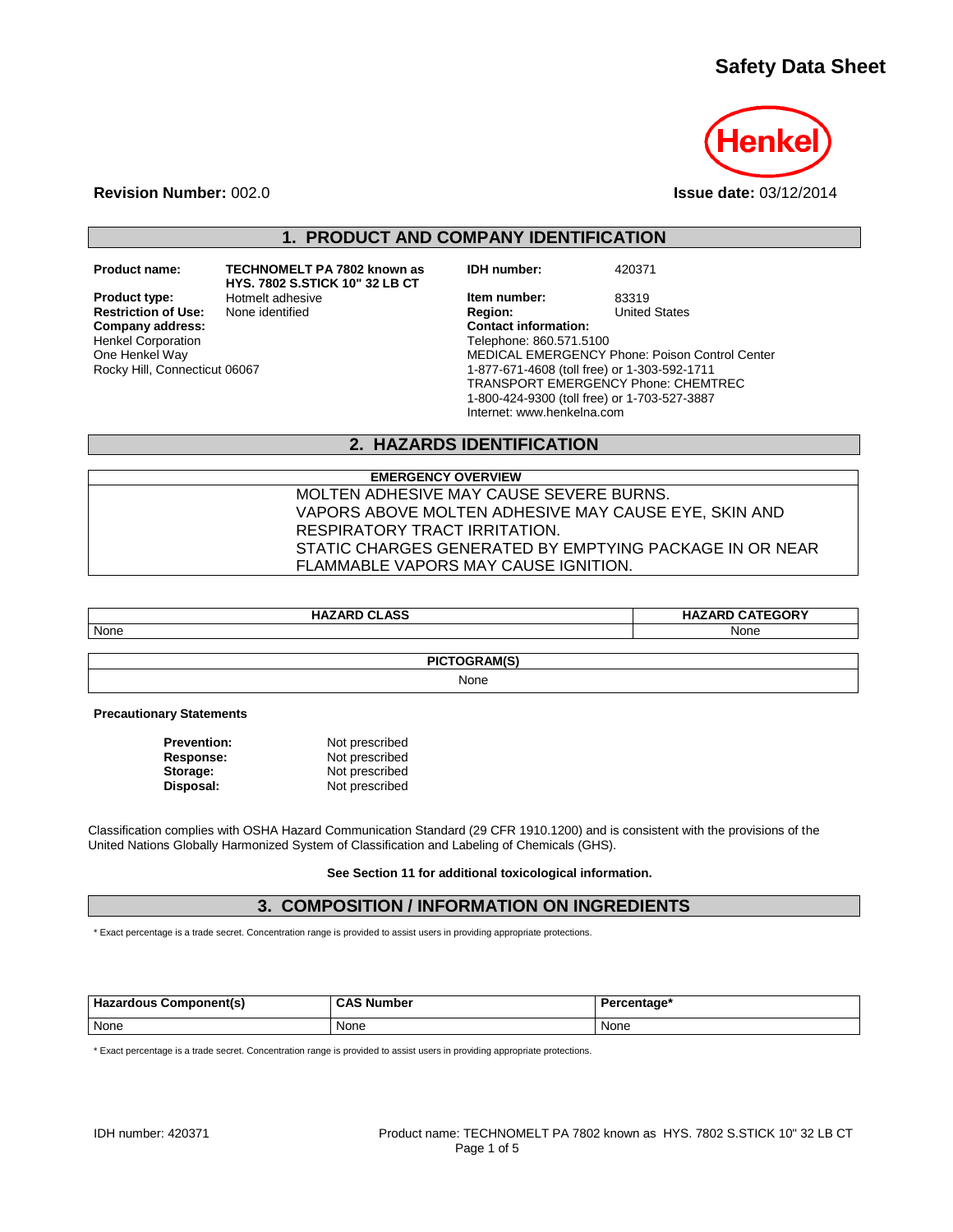# Safety Data Sheet

Henkel

**Revision Number:** 002.0

**Issue date:** 03/12/2014

## 1. PRODUCT AND COMPANY IDENTIFICATION

**Product name:** TECHNOMELT PA 7802 known as HYS. 7802 S.STICK 10" 32 LB CT

**Product type:** Hotmelt adhesive

**Restriction of Use:** None identified

**Company address:**
Henkel Corporation
One Henkel Way
Rocky Hill, Connecticut 06067

**IDH number:** 420371

**Item number:** 83319

**Region:** United States

**Contact information:**
Telephone: 860.571.5100
MEDICAL EMERGENCY Phone: Poison Control Center
1-877-671-4608 (toll free) or 1-303-592-1711
TRANSPORT EMERGENCY Phone: CHEMTREC
1-800-424-9300 (toll free) or 1-703-527-3887
Internet: www.henkelna.com

## 2. HAZARDS IDENTIFICATION

| EMERGENCY OVERVIEW |
|---|
| MOLTEN ADHESIVE MAY CAUSE SEVERE BURNS.<br>VAPORS ABOVE MOLTEN ADHESIVE MAY CAUSE EYE, SKIN AND RESPIRATORY TRACT IRRITATION.<br>STATIC CHARGES GENERATED BY EMPTYING PACKAGE IN OR NEAR FLAMMABLE VAPORS MAY CAUSE IGNITION. |

| HAZARD CLASS | HAZARD CATEGORY |
|---|---|
| None | None |

| PICTOGRAM(S) |
|---|
| None |

**Precautionary Statements**

**Prevention:** Not prescribed
**Response:** Not prescribed
**Storage:** Not prescribed
**Disposal:** Not prescribed

Classification complies with OSHA Hazard Communication Standard (29 CFR 1910.1200) and is consistent with the provisions of the United Nations Globally Harmonized System of Classification and Labeling of Chemicals (GHS).

**See Section 11 for additional toxicological information.**

## 3. COMPOSITION / INFORMATION ON INGREDIENTS

* Exact percentage is a trade secret. Concentration range is provided to assist users in providing appropriate protections.

| Hazardous Component(s) | CAS Number | Percentage* |
|---|---|---|
| None | None | None |

* Exact percentage is a trade secret. Concentration range is provided to assist users in providing appropriate protections.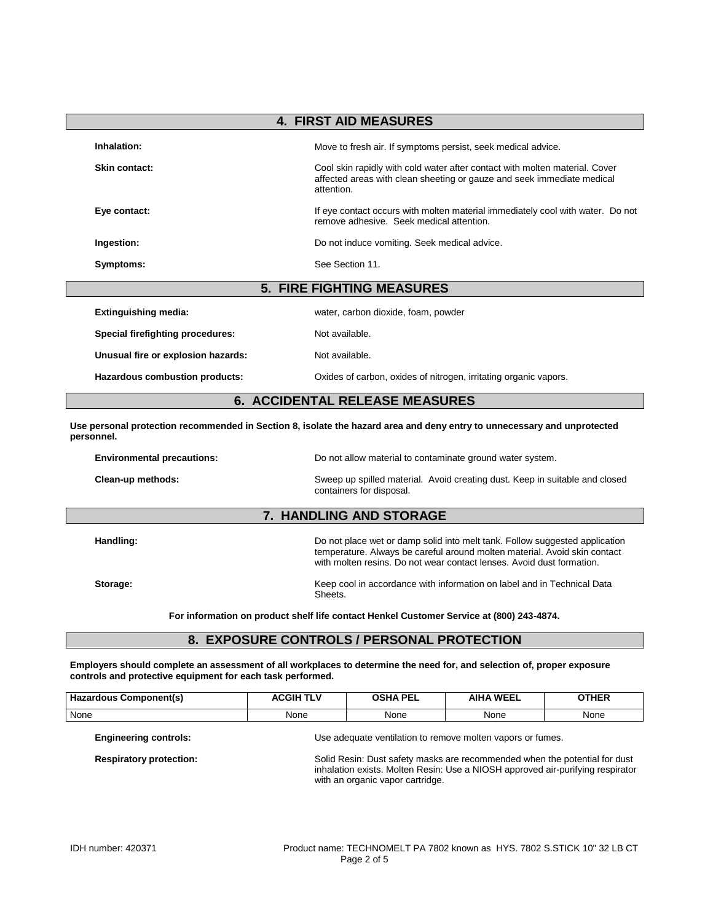## 4. FIRST AID MEASURES

**Inhalation:** Move to fresh air. If symptoms persist, seek medical advice.

**Skin contact:** Cool skin rapidly with cold water after contact with molten material. Cover affected areas with clean sheeting or gauze and seek immediate medical attention.

**Eye contact:** If eye contact occurs with molten material immediately cool with water. Do not remove adhesive. Seek medical attention.

**Ingestion:** Do not induce vomiting. Seek medical advice.

**Symptoms:** See Section 11.

## 5. FIRE FIGHTING MEASURES

**Extinguishing media:** water, carbon dioxide, foam, powder

**Special firefighting procedures:** Not available.

**Unusual fire or explosion hazards:** Not available.

**Hazardous combustion products:** Oxides of carbon, oxides of nitrogen, irritating organic vapors.

## 6. ACCIDENTAL RELEASE MEASURES

**Use personal protection recommended in Section 8, isolate the hazard area and deny entry to unnecessary and unprotected personnel.**

**Environmental precautions:** Do not allow material to contaminate ground water system.

**Clean-up methods:** Sweep up spilled material. Avoid creating dust. Keep in suitable and closed containers for disposal.

## 7. HANDLING AND STORAGE

**Handling:** Do not place wet or damp solid into melt tank. Follow suggested application temperature. Always be careful around molten material. Avoid skin contact with molten resins. Do not wear contact lenses. Avoid dust formation.

**Storage:** Keep cool in accordance with information on label and in Technical Data Sheets.

**For information on product shelf life contact Henkel Customer Service at (800) 243-4874.**

## 8. EXPOSURE CONTROLS / PERSONAL PROTECTION

**Employers should complete an assessment of all workplaces to determine the need for, and selection of, proper exposure controls and protective equipment for each task performed.**

| Hazardous Component(s) | ACGIH TLV | OSHA PEL | AIHA WEEL | OTHER |
|---|---|---|---|---|
| None | None | None | None | None |

**Engineering controls:** Use adequate ventilation to remove molten vapors or fumes.

**Respiratory protection:** Solid Resin: Dust safety masks are recommended when the potential for dust inhalation exists. Molten Resin: Use a NIOSH approved air-purifying respirator with an organic vapor cartridge.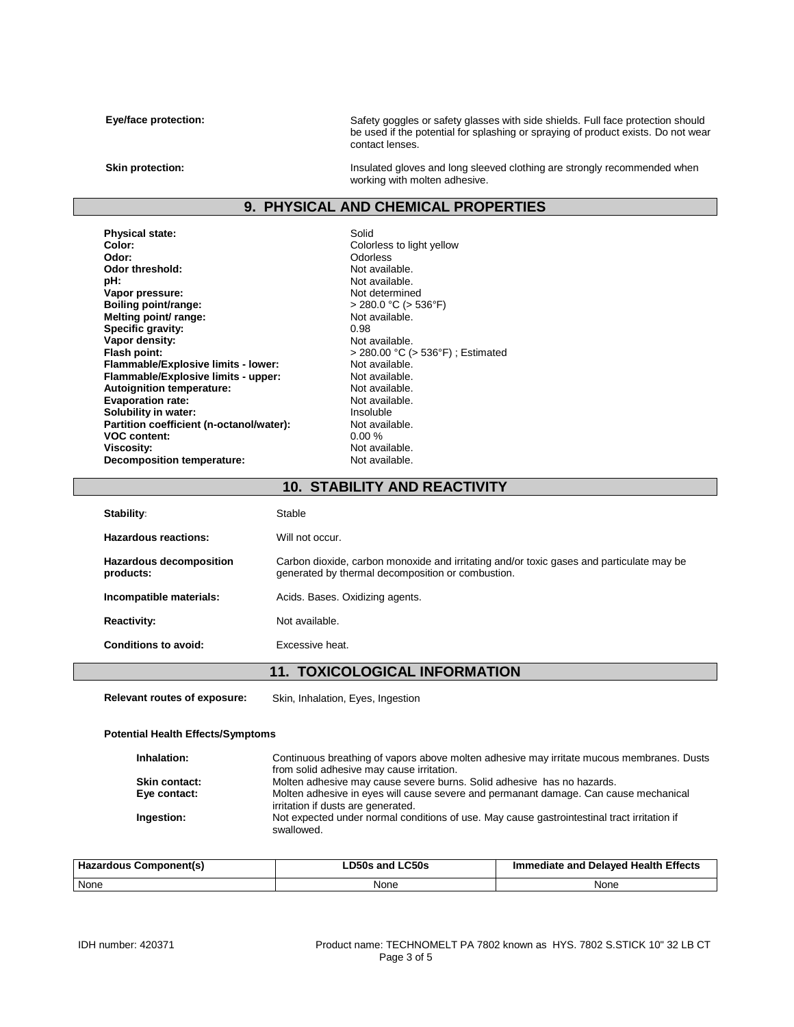**Eye/face protection:** Safety goggles or safety glasses with side shields. Full face protection should be used if the potential for splashing or spraying of product exists. Do not wear contact lenses.

**Skin protection:** Insulated gloves and long sleeved clothing are strongly recommended when working with molten adhesive.

## 9. PHYSICAL AND CHEMICAL PROPERTIES

| | |
|---|---|
| **Physical state:** | Solid |
| **Color:** | Colorless to light yellow |
| **Odor:** | Odorless |
| **Odor threshold:** | Not available. |
| **pH:** | Not available. |
| **Vapor pressure:** | Not determined |
| **Boiling point/range:** | > 280.0 °C (> 536°F) |
| **Melting point/ range:** | Not available. |
| **Specific gravity:** | 0.98 |
| **Vapor density:** | Not available. |
| **Flash point:** | > 280.00 °C (> 536°F) ; Estimated |
| **Flammable/Explosive limits - lower:** | Not available. |
| **Flammable/Explosive limits - upper:** | Not available. |
| **Autoignition temperature:** | Not available. |
| **Evaporation rate:** | Not available. |
| **Solubility in water:** | Insoluble |
| **Partition coefficient (n-octanol/water):** | Not available. |
| **VOC content:** | 0.00 % |
| **Viscosity:** | Not available. |
| **Decomposition temperature:** | Not available. |

## 10. STABILITY AND REACTIVITY

**Stability:** Stable

**Hazardous reactions:** Will not occur.

**Hazardous decomposition products:** Carbon dioxide, carbon monoxide and irritating and/or toxic gases and particulate may be generated by thermal decomposition or combustion.

**Incompatible materials:** Acids. Bases. Oxidizing agents.

**Reactivity:** Not available.

**Conditions to avoid:** Excessive heat.

## 11. TOXICOLOGICAL INFORMATION

**Relevant routes of exposure:** Skin, Inhalation, Eyes, Ingestion

**Potential Health Effects/Symptoms**

**Inhalation:** Continuous breathing of vapors above molten adhesive may irritate mucous membranes. Dusts from solid adhesive may cause irritation.

**Skin contact:** Molten adhesive may cause severe burns. Solid adhesive has no hazards.

**Eye contact:** Molten adhesive in eyes will cause severe and permanant damage. Can cause mechanical irritation if dusts are generated.

**Ingestion:** Not expected under normal conditions of use. May cause gastrointestinal tract irritation if swallowed.

| Hazardous Component(s) | LD50s and LC50s | Immediate and Delayed Health Effects |
|---|---|---|
| None | None | None |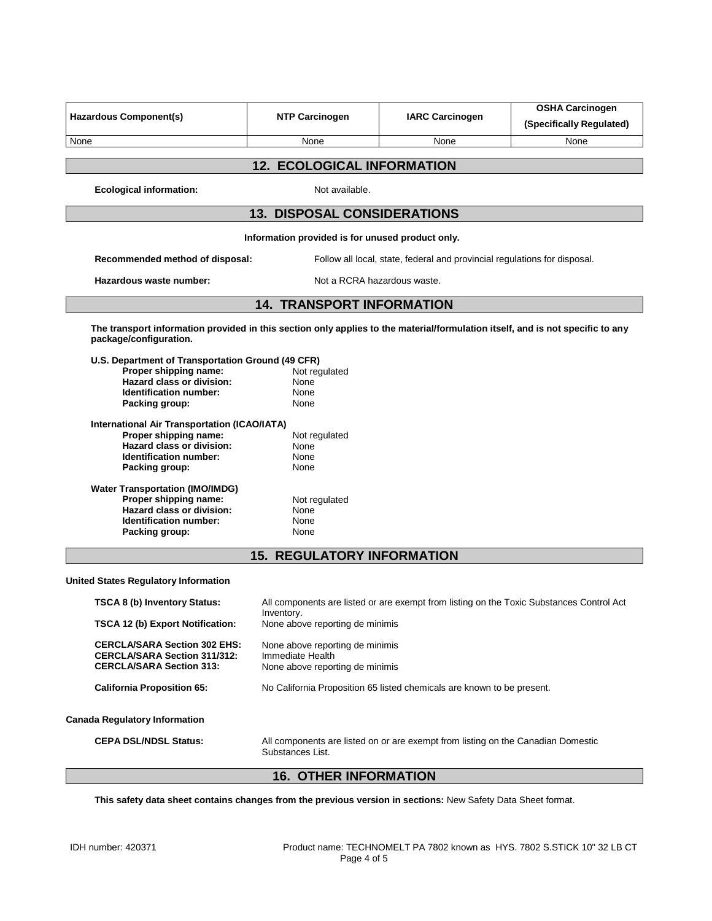| Hazardous Component(s) | NTP Carcinogen | IARC Carcinogen | OSHA Carcinogen (Specifically Regulated) |
|---|---|---|---|
| None | None | None | None |

## 12. ECOLOGICAL INFORMATION

**Ecological information:** Not available.

## 13. DISPOSAL CONSIDERATIONS

**Information provided is for unused product only.**

**Recommended method of disposal:** Follow all local, state, federal and provincial regulations for disposal.

**Hazardous waste number:** Not a RCRA hazardous waste.

## 14. TRANSPORT INFORMATION

**The transport information provided in this section only applies to the material/formulation itself, and is not specific to any package/configuration.**

**U.S. Department of Transportation Ground (49 CFR)**

- **Proper shipping name:** Not regulated
- **Hazard class or division:** None
- **Identification number:** None
- **Packing group:** None

**International Air Transportation (ICAO/IATA)**

- **Proper shipping name:** Not regulated
- **Hazard class or division:** None
- **Identification number:** None
- **Packing group:** None

**Water Transportation (IMO/IMDG)**

- **Proper shipping name:** Not regulated
- **Hazard class or division:** None
- **Identification number:** None
- **Packing group:** None

## 15. REGULATORY INFORMATION

**United States Regulatory Information**

**TSCA 8 (b) Inventory Status:** All components are listed or are exempt from listing on the Toxic Substances Control Act Inventory.

**TSCA 12 (b) Export Notification:** None above reporting de minimis

**CERCLA/SARA Section 302 EHS:** None above reporting de minimis

**CERCLA/SARA Section 311/312:** Immediate Health

**CERCLA/SARA Section 313:** None above reporting de minimis

**California Proposition 65:** No California Proposition 65 listed chemicals are known to be present.

**Canada Regulatory Information**

**CEPA DSL/NDSL Status:** All components are listed on or are exempt from listing on the Canadian Domestic Substances List.

## 16. OTHER INFORMATION

**This safety data sheet contains changes from the previous version in sections:** New Safety Data Sheet format.

IDH number: 420371 Product name: TECHNOMELT PA 7802 known as HYS. 7802 S.STICK 10" 32 LB CT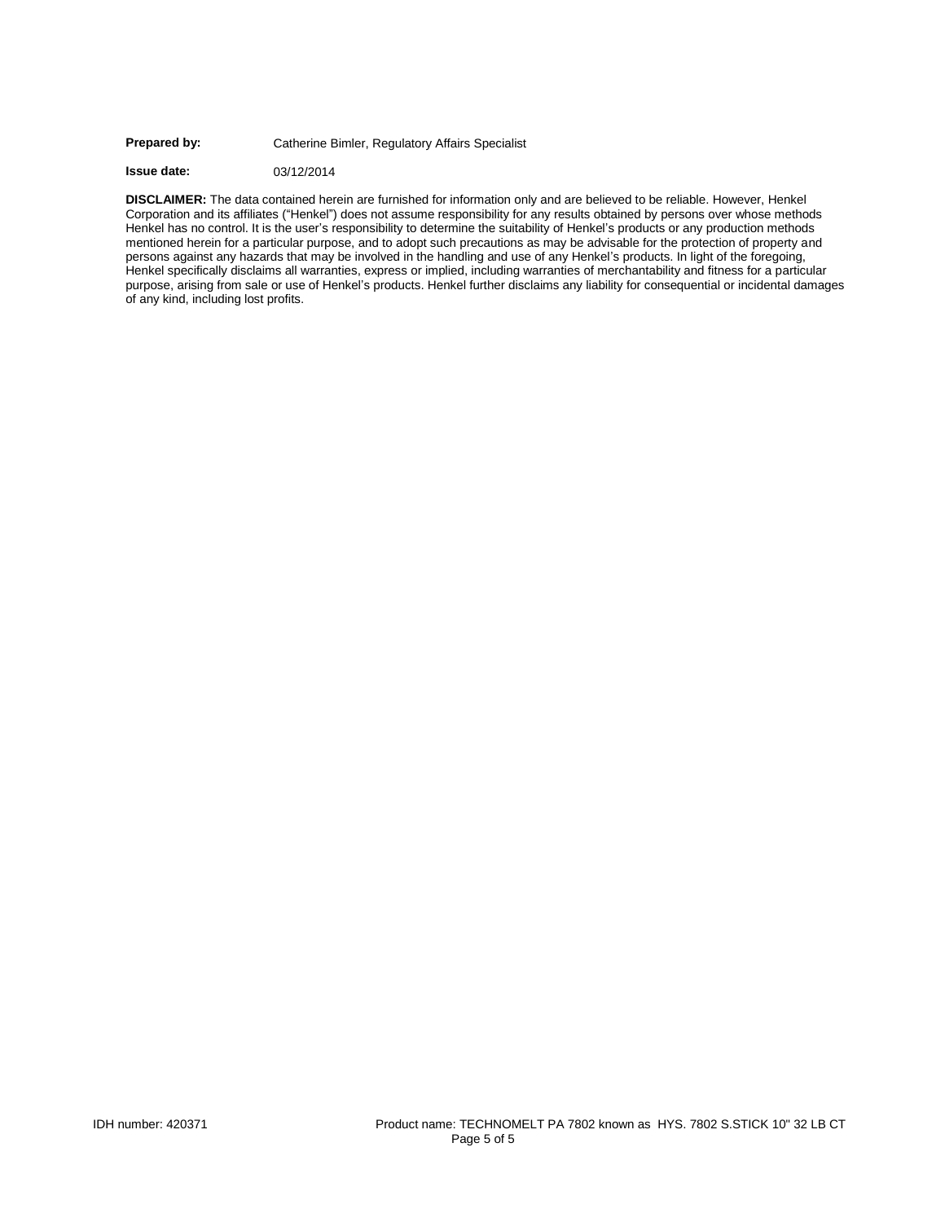**Prepared by:** Catherine Bimler, Regulatory Affairs Specialist

**Issue date:** 03/12/2014

**DISCLAIMER:** The data contained herein are furnished for information only and are believed to be reliable. However, Henkel Corporation and its affiliates ("Henkel") does not assume responsibility for any results obtained by persons over whose methods Henkel has no control. It is the user's responsibility to determine the suitability of Henkel's products or any production methods mentioned herein for a particular purpose, and to adopt such precautions as may be advisable for the protection of property and persons against any hazards that may be involved in the handling and use of any Henkel's products. In light of the foregoing, Henkel specifically disclaims all warranties, express or implied, including warranties of merchantability and fitness for a particular purpose, arising from sale or use of Henkel's products. Henkel further disclaims any liability for consequential or incidental damages of any kind, including lost profits.